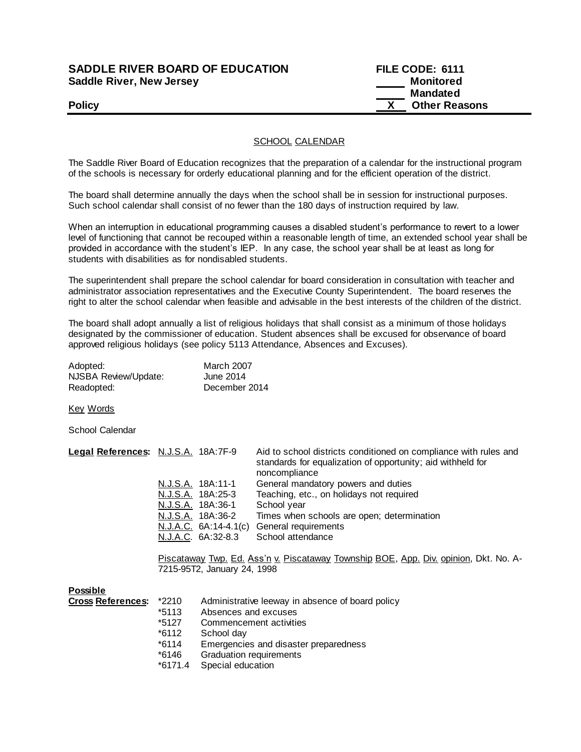**SADDLE RIVER BOARD OF EDUCATION** — **FILE CODE: 6111**
**Saddle River, New Jersey**

\_\_\_\_ Monitored
\_\_\_\_ Mandated
**Policy** — X Other Reasons

## SCHOOL CALENDAR

The Saddle River Board of Education recognizes that the preparation of a calendar for the instructional program of the schools is necessary for orderly educational planning and for the efficient operation of the district.

The board shall determine annually the days when the school shall be in session for instructional purposes. Such school calendar shall consist of no fewer than the 180 days of instruction required by law.

When an interruption in educational programming causes a disabled student's performance to revert to a lower level of functioning that cannot be recouped within a reasonable length of time, an extended school year shall be provided in accordance with the student's IEP. In any case, the school year shall be at least as long for students with disabilities as for nondisabled students.

The superintendent shall prepare the school calendar for board consideration in consultation with teacher and administrator association representatives and the Executive County Superintendent. The board reserves the right to alter the school calendar when feasible and advisable in the best interests of the children of the district.

The board shall adopt annually a list of religious holidays that shall consist as a minimum of those holidays designated by the commissioner of education. Student absences shall be excused for observance of board approved religious holidays (see policy 5113 Attendance, Absences and Excuses).

| | |
|---|---|
| Adopted: | March 2007 |
| NJSBA Review/Update: | June 2014 |
| Readopted: | December 2014 |

Key Words

School Calendar

**Legal References:**

| | |
|---|---|
| N.J.S.A. 18A:7F-9 | Aid to school districts conditioned on compliance with rules and standards for equalization of opportunity; aid withheld for noncompliance |
| N.J.S.A. 18A:11-1 | General mandatory powers and duties |
| N.J.S.A. 18A:25-3 | Teaching, etc., on holidays not required |
| N.J.S.A. 18A:36-1 | School year |
| N.J.S.A. 18A:36-2 | Times when schools are open; determination |
| N.J.A.C. 6A:14-4.1(c) | General requirements |
| N.J.A.C. 6A:32-8.3 | School attendance |

Piscataway Twp. Ed. Ass'n v. Piscataway Township BOE, App. Div. opinion, Dkt. No. A-7215-95T2, January 24, 1998

**Possible Cross References:**

| | |
|---|---|
| *2210 | Administrative leeway in absence of board policy |
| *5113 | Absences and excuses |
| *5127 | Commencement activities |
| *6112 | School day |
| *6114 | Emergencies and disaster preparedness |
| *6146 | Graduation requirements |
| *6171.4 | Special education |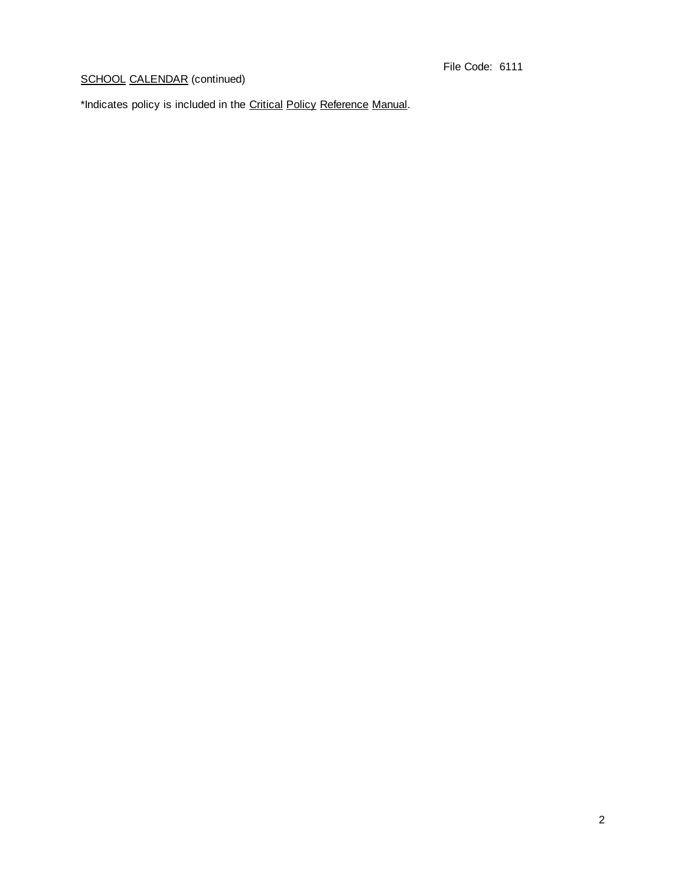*Indicates policy is included in the Critical Policy Reference Manual.